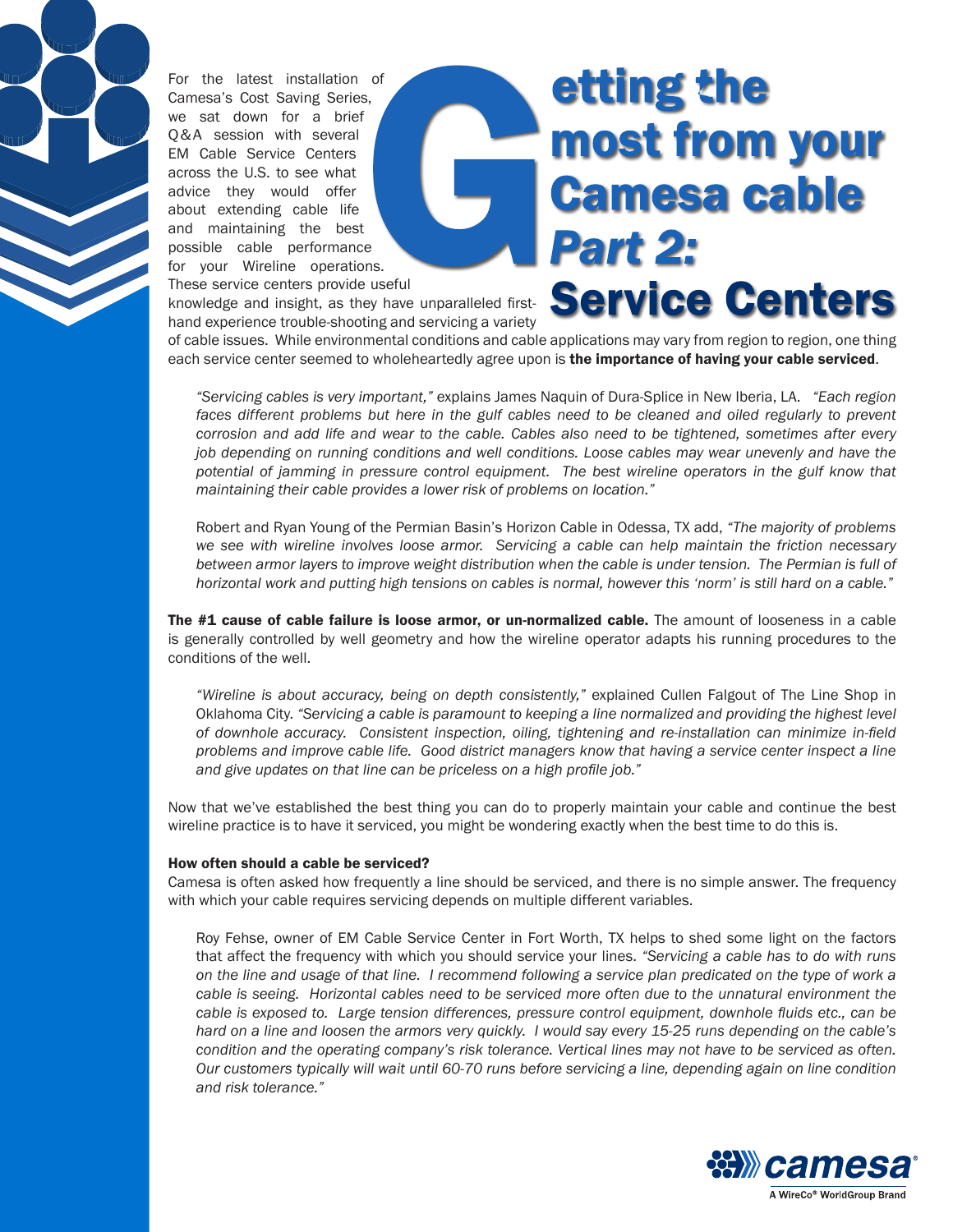# Getting the most from your Camesa cable *Part 2:* Service Centers

For the latest installation of Camesa's Cost Saving Series, we sat down for a brief Q&A session with several EM Cable Service Centers across the U.S. to see what advice they would offer about extending cable life and maintaining the best possible cable performance for your Wireline operations. These service centers provide useful knowledge and insight, as they have unparalleled first-hand experience trouble-shooting and servicing a variety of cable issues. While environmental conditions and cable applications may vary from region to region, one thing each service center seemed to wholeheartedly agree upon is **the importance of having your cable serviced**.

> *"Servicing cables is very important,"* explains James Naquin of Dura-Splice in New Iberia, LA. *"Each region faces different problems but here in the gulf cables need to be cleaned and oiled regularly to prevent corrosion and add life and wear to the cable. Cables also need to be tightened, sometimes after every job depending on running conditions and well conditions. Loose cables may wear unevenly and have the potential of jamming in pressure control equipment. The best wireline operators in the gulf know that maintaining their cable provides a lower risk of problems on location."*

> Robert and Ryan Young of the Permian Basin's Horizon Cable in Odessa, TX add, *"The majority of problems we see with wireline involves loose armor. Servicing a cable can help maintain the friction necessary between armor layers to improve weight distribution when the cable is under tension. The Permian is full of horizontal work and putting high tensions on cables is normal, however this 'norm' is still hard on a cable."*

**The #1 cause of cable failure is loose armor, or un-normalized cable.** The amount of looseness in a cable is generally controlled by well geometry and how the wireline operator adapts his running procedures to the conditions of the well.

> *"Wireline is about accuracy, being on depth consistently,"* explained Cullen Falgout of The Line Shop in Oklahoma City. *"Servicing a cable is paramount to keeping a line normalized and providing the highest level of downhole accuracy. Consistent inspection, oiling, tightening and re-installation can minimize in-field problems and improve cable life. Good district managers know that having a service center inspect a line and give updates on that line can be priceless on a high profile job."*

Now that we've established the best thing you can do to properly maintain your cable and continue the best wireline practice is to have it serviced, you might be wondering exactly when the best time to do this is.

**How often should a cable be serviced?**

Camesa is often asked how frequently a line should be serviced, and there is no simple answer. The frequency with which your cable requires servicing depends on multiple different variables.

> Roy Fehse, owner of EM Cable Service Center in Fort Worth, TX helps to shed some light on the factors that affect the frequency with which you should service your lines. *"Servicing a cable has to do with runs on the line and usage of that line. I recommend following a service plan predicated on the type of work a cable is seeing. Horizontal cables need to be serviced more often due to the unnatural environment the cable is exposed to. Large tension differences, pressure control equipment, downhole fluids etc., can be hard on a line and loosen the armors very quickly. I would say every 15-25 runs depending on the cable's condition and the operating company's risk tolerance. Vertical lines may not have to be serviced as often. Our customers typically will wait until 60-70 runs before servicing a line, depending again on line condition and risk tolerance."*

camesa
A WireCo® WorldGroup Brand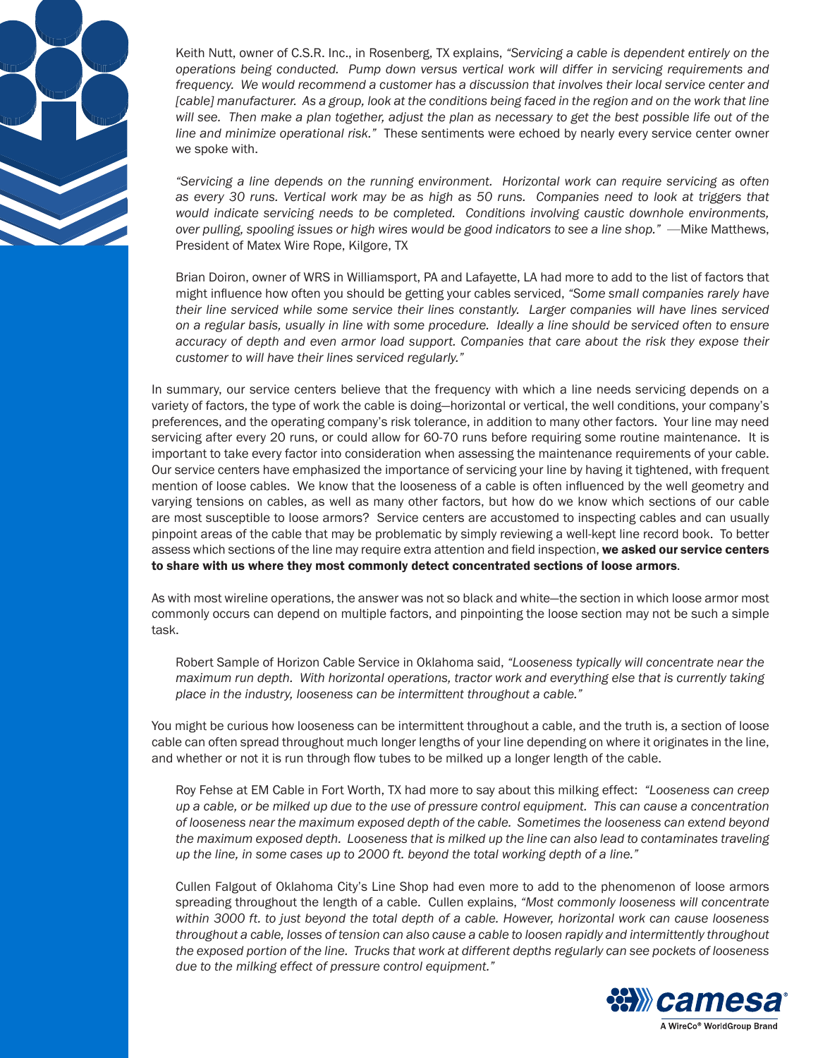Keith Nutt, owner of C.S.R. Inc., in Rosenberg, TX explains, *"Servicing a cable is dependent entirely on the operations being conducted. Pump down versus vertical work will differ in servicing requirements and frequency. We would recommend a customer has a discussion that involves their local service center and [cable] manufacturer. As a group, look at the conditions being faced in the region and on the work that line will see. Then make a plan together, adjust the plan as necessary to get the best possible life out of the line and minimize operational risk."* These sentiments were echoed by nearly every service center owner we spoke with.

*"Servicing a line depends on the running environment. Horizontal work can require servicing as often as every 30 runs. Vertical work may be as high as 50 runs. Companies need to look at triggers that would indicate servicing needs to be completed. Conditions involving caustic downhole environments, over pulling, spooling issues or high wires would be good indicators to see a line shop."* —Mike Matthews, President of Matex Wire Rope, Kilgore, TX

Brian Doiron, owner of WRS in Williamsport, PA and Lafayette, LA had more to add to the list of factors that might influence how often you should be getting your cables serviced, *"Some small companies rarely have their line serviced while some service their lines constantly. Larger companies will have lines serviced on a regular basis, usually in line with some procedure. Ideally a line should be serviced often to ensure accuracy of depth and even armor load support. Companies that care about the risk they expose their customer to will have their lines serviced regularly."*

In summary, our service centers believe that the frequency with which a line needs servicing depends on a variety of factors, the type of work the cable is doing—horizontal or vertical, the well conditions, your company's preferences, and the operating company's risk tolerance, in addition to many other factors. Your line may need servicing after every 20 runs, or could allow for 60-70 runs before requiring some routine maintenance. It is important to take every factor into consideration when assessing the maintenance requirements of your cable. Our service centers have emphasized the importance of servicing your line by having it tightened, with frequent mention of loose cables. We know that the looseness of a cable is often influenced by the well geometry and varying tensions on cables, as well as many other factors, but how do we know which sections of our cable are most susceptible to loose armors? Service centers are accustomed to inspecting cables and can usually pinpoint areas of the cable that may be problematic by simply reviewing a well-kept line record book. To better assess which sections of the line may require extra attention and field inspection, **we asked our service centers to share with us where they most commonly detect concentrated sections of loose armors**.

As with most wireline operations, the answer was not so black and white—the section in which loose armor most commonly occurs can depend on multiple factors, and pinpointing the loose section may not be such a simple task.

Robert Sample of Horizon Cable Service in Oklahoma said, *"Looseness typically will concentrate near the maximum run depth. With horizontal operations, tractor work and everything else that is currently taking place in the industry, looseness can be intermittent throughout a cable."*

You might be curious how looseness can be intermittent throughout a cable, and the truth is, a section of loose cable can often spread throughout much longer lengths of your line depending on where it originates in the line, and whether or not it is run through flow tubes to be milked up a longer length of the cable.

Roy Fehse at EM Cable in Fort Worth, TX had more to say about this milking effect: *"Looseness can creep up a cable, or be milked up due to the use of pressure control equipment. This can cause a concentration of looseness near the maximum exposed depth of the cable. Sometimes the looseness can extend beyond the maximum exposed depth. Looseness that is milked up the line can also lead to contaminates traveling up the line, in some cases up to 2000 ft. beyond the total working depth of a line."*

Cullen Falgout of Oklahoma City's Line Shop had even more to add to the phenomenon of loose armors spreading throughout the length of a cable. Cullen explains, *"Most commonly looseness will concentrate within 3000 ft. to just beyond the total depth of a cable. However, horizontal work can cause looseness throughout a cable, losses of tension can also cause a cable to loosen rapidly and intermittently throughout the exposed portion of the line. Trucks that work at different depths regularly can see pockets of looseness due to the milking effect of pressure control equipment."*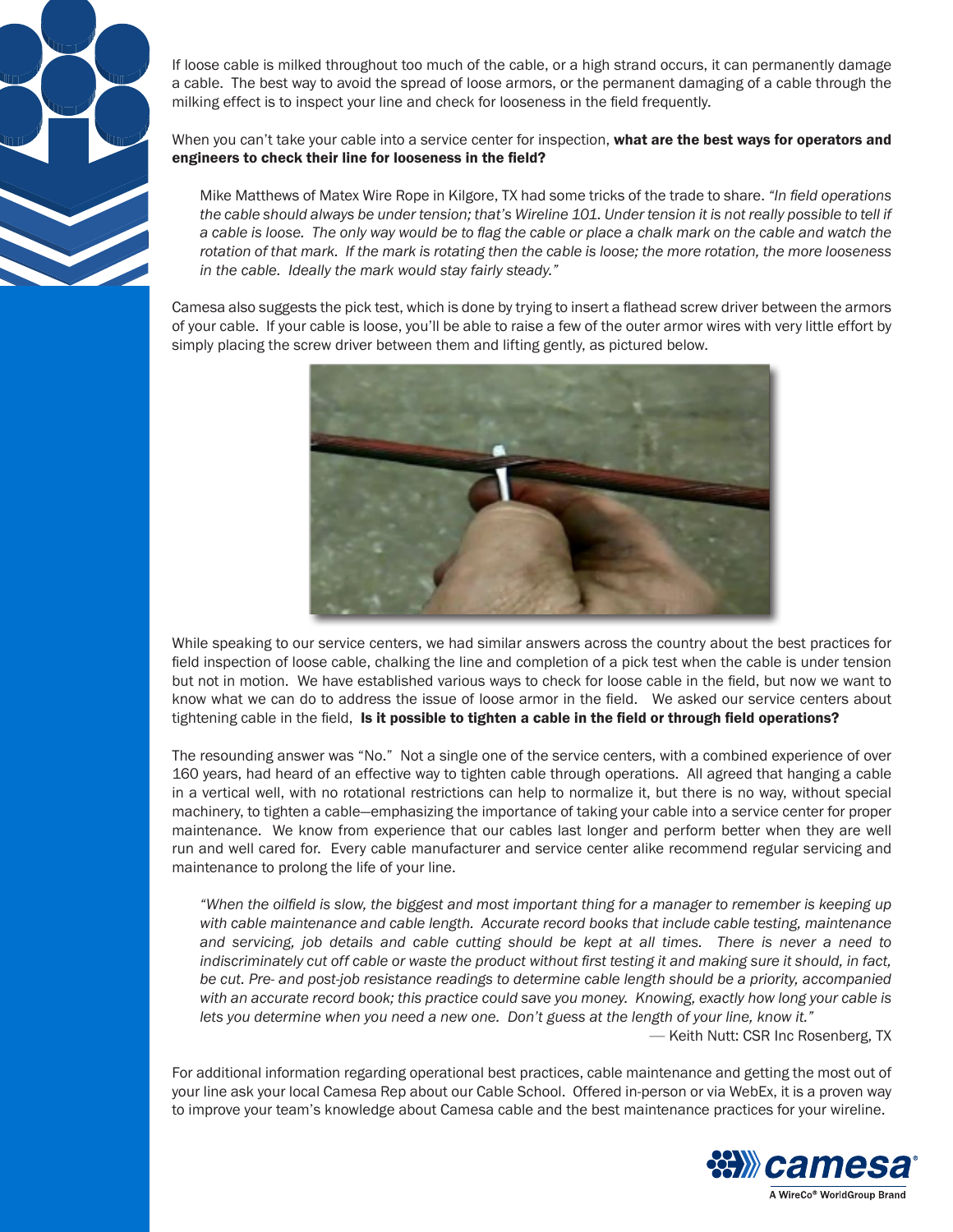If loose cable is milked throughout too much of the cable, or a high strand occurs, it can permanently damage a cable. The best way to avoid the spread of loose armors, or the permanent damaging of a cable through the milking effect is to inspect your line and check for looseness in the field frequently.

When you can't take your cable into a service center for inspection, **what are the best ways for operators and engineers to check their line for looseness in the field?**

> Mike Matthews of Matex Wire Rope in Kilgore, TX had some tricks of the trade to share. *"In field operations the cable should always be under tension; that's Wireline 101. Under tension it is not really possible to tell if a cable is loose. The only way would be to flag the cable or place a chalk mark on the cable and watch the rotation of that mark. If the mark is rotating then the cable is loose; the more rotation, the more looseness in the cable. Ideally the mark would stay fairly steady."*

Camesa also suggests the pick test, which is done by trying to insert a flathead screw driver between the armors of your cable. If your cable is loose, you'll be able to raise a few of the outer armor wires with very little effort by simply placing the screw driver between them and lifting gently, as pictured below.

While speaking to our service centers, we had similar answers across the country about the best practices for field inspection of loose cable, chalking the line and completion of a pick test when the cable is under tension but not in motion. We have established various ways to check for loose cable in the field, but now we want to know what we can do to address the issue of loose armor in the field. We asked our service centers about tightening cable in the field, **Is it possible to tighten a cable in the field or through field operations?**

The resounding answer was "No." Not a single one of the service centers, with a combined experience of over 160 years, had heard of an effective way to tighten cable through operations. All agreed that hanging a cable in a vertical well, with no rotational restrictions can help to normalize it, but there is no way, without special machinery, to tighten a cable—emphasizing the importance of taking your cable into a service center for proper maintenance. We know from experience that our cables last longer and perform better when they are well run and well cared for. Every cable manufacturer and service center alike recommend regular servicing and maintenance to prolong the life of your line.

> *"When the oilfield is slow, the biggest and most important thing for a manager to remember is keeping up with cable maintenance and cable length. Accurate record books that include cable testing, maintenance and servicing, job details and cable cutting should be kept at all times. There is never a need to indiscriminately cut off cable or waste the product without first testing it and making sure it should, in fact, be cut. Pre- and post-job resistance readings to determine cable length should be a priority, accompanied with an accurate record book; this practice could save you money. Knowing, exactly how long your cable is lets you determine when you need a new one. Don't guess at the length of your line, know it."*
>
> — Keith Nutt: CSR Inc Rosenberg, TX

For additional information regarding operational best practices, cable maintenance and getting the most out of your line ask your local Camesa Rep about our Cable School. Offered in-person or via WebEx, it is a proven way to improve your team's knowledge about Camesa cable and the best maintenance practices for your wireline.

camesa®
A WireCo® WorldGroup Brand